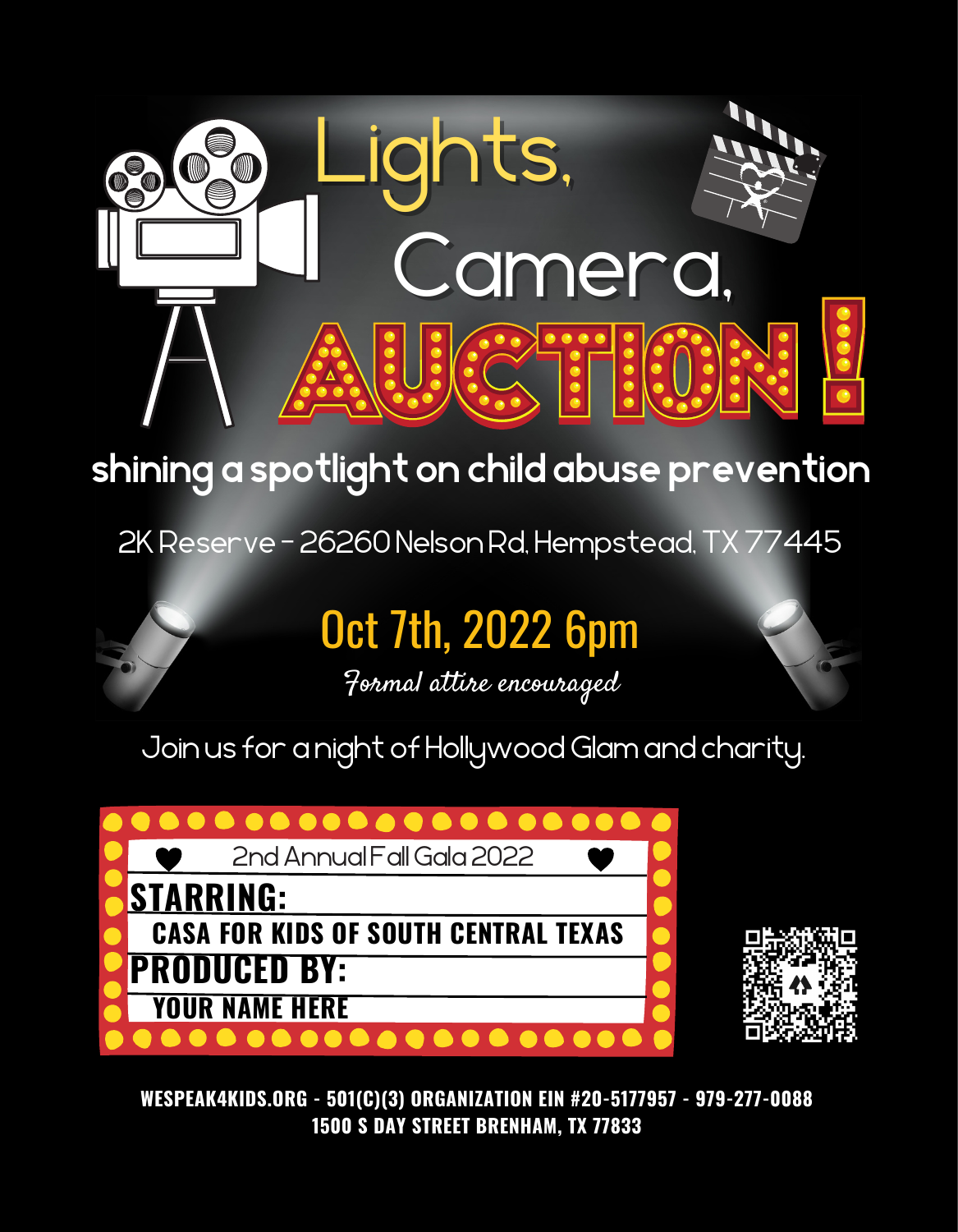# Lights, Camera, AUCTION!

## shining a spotlight on child abuse prevention

2K Reserve - 26260 Nelson Rd, Hempstead, TX 77445

## Oct 7th, 2022 6pm

*Formal attire encouraged*

Join us for a night of Hollywood Glam and charity.

2nd Annual Fall Gala 2022

**STARRING:**

**CASA FOR KIDS OF SOUTH CENTRAL TEXAS**

**PRODUCED BY:**

**YOUR NAME HERE**

**WESPEAK4KIDS.ORG - 501(C)(3) ORGANIZATION EIN #20-5177957 - 979-277-0088**
**1500 S DAY STREET BRENHAM, TX 77833**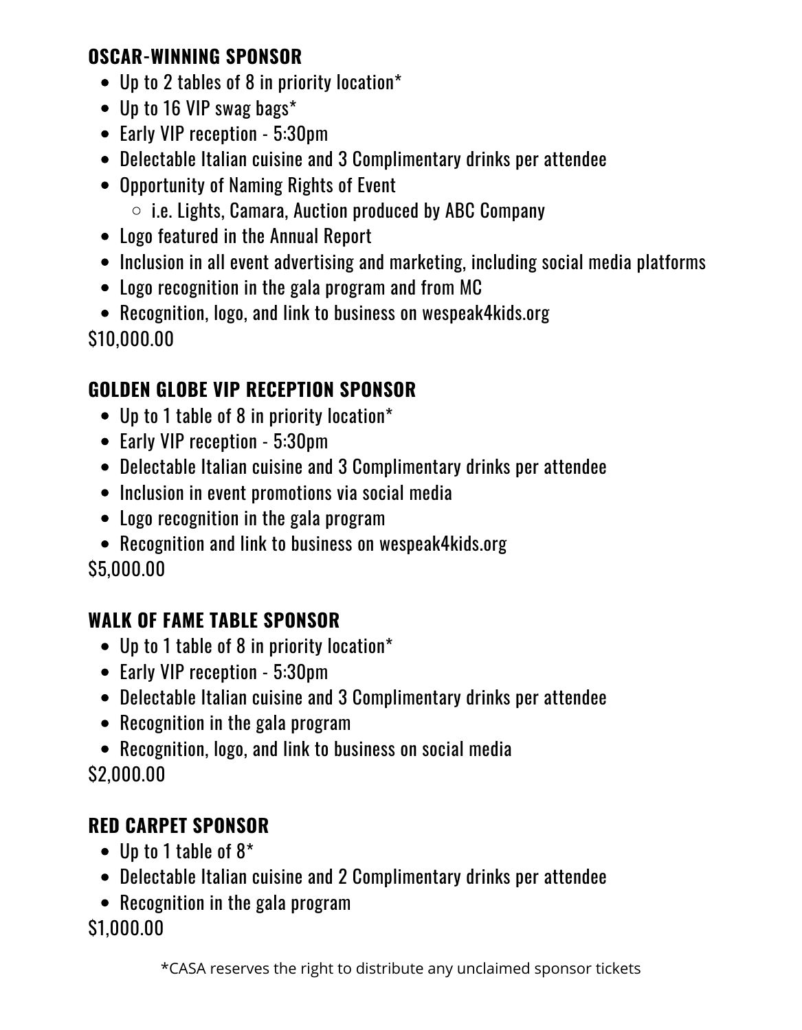## OSCAR-WINNING SPONSOR

- Up to 2 tables of 8 in priority location*
- Up to 16 VIP swag bags*
- Early VIP reception - 5:30pm
- Delectable Italian cuisine and 3 Complimentary drinks per attendee
- Opportunity of Naming Rights of Event
  - i.e. Lights, Camara, Auction produced by ABC Company
- Logo featured in the Annual Report
- Inclusion in all event advertising and marketing, including social media platforms
- Logo recognition in the gala program and from MC
- Recognition, logo, and link to business on wespeak4kids.org

$10,000.00

## GOLDEN GLOBE VIP RECEPTION SPONSOR

- Up to 1 table of 8 in priority location*
- Early VIP reception - 5:30pm
- Delectable Italian cuisine and 3 Complimentary drinks per attendee
- Inclusion in event promotions via social media
- Logo recognition in the gala program
- Recognition and link to business on wespeak4kids.org

$5,000.00

## WALK OF FAME TABLE SPONSOR

- Up to 1 table of 8 in priority location*
- Early VIP reception - 5:30pm
- Delectable Italian cuisine and 3 Complimentary drinks per attendee
- Recognition in the gala program
- Recognition, logo, and link to business on social media

$2,000.00

## RED CARPET SPONSOR

- Up to 1 table of 8*
- Delectable Italian cuisine and 2 Complimentary drinks per attendee
- Recognition in the gala program

$1,000.00

*CASA reserves the right to distribute any unclaimed sponsor tickets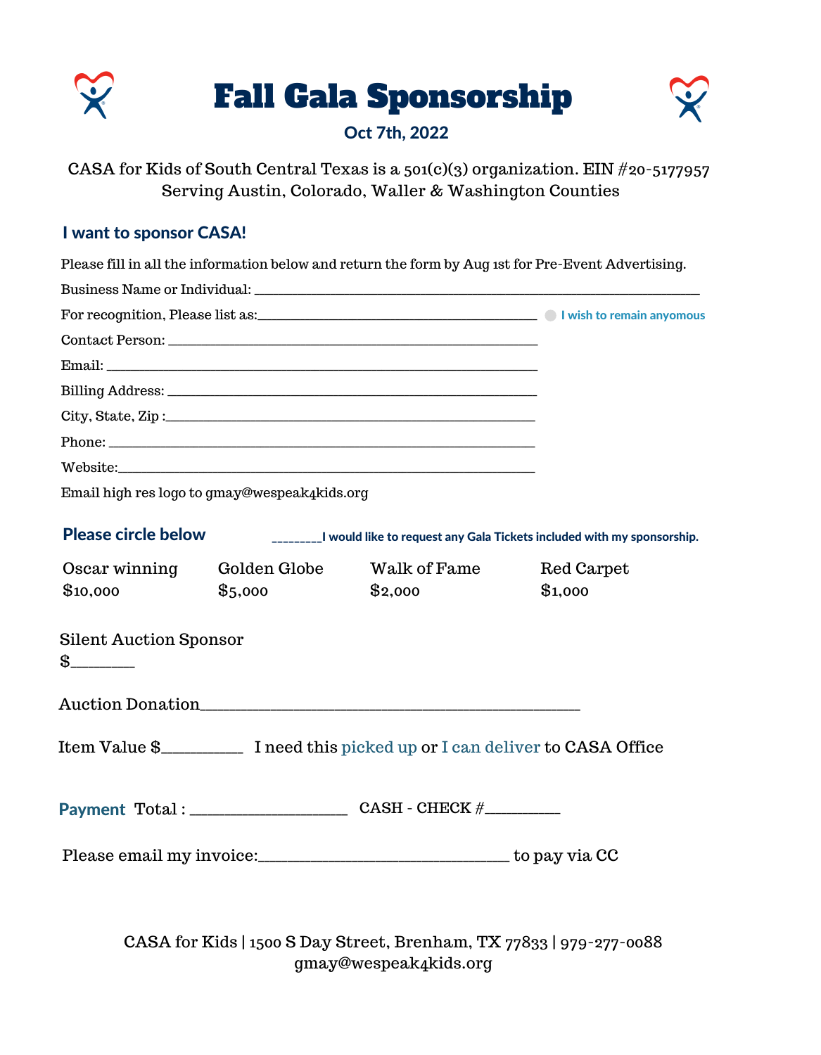# Fall Gala Sponsorship

**Oct 7th, 2022**

CASA for Kids of South Central Texas is a 501(c)(3) organization. EIN #20-5177957
Serving Austin, Colorado, Waller & Washington Counties

## I want to sponsor CASA!

Please fill in all the information below and return the form by Aug 1st for Pre-Event Advertising.

Business Name or Individual: ___________________________________________________________

For recognition, Please list as:_______________________________________ I wish to remain anyomous

Contact Person: ___________________________________________________

Email: ___________________________________________________________

Billing Address: ___________________________________________________

City, State, Zip :___________________________________________________

Phone: ___________________________________________________________

Website:__________________________________________________________

Email high res logo to gmay@wespeak4kids.org

## Please circle below

________I would like to request any Gala Tickets included with my sponsorship.

| Oscar winning | Golden Globe | Walk of Fame | Red Carpet |
|---|---|---|---|
| $10,000 | $5,000 | $2,000 | $1,000 |

Silent Auction Sponsor
$________

Auction Donation________________________________________________

Item Value $__________ I need this picked up or I can deliver to CASA Office

**Payment** Total : ___________________ CASH - CHECK #_________

Please email my invoice:______________________________ to pay via CC

CASA for Kids | 1500 S Day Street, Brenham, TX 77833 | 979-277-0088
gmay@wespeak4kids.org